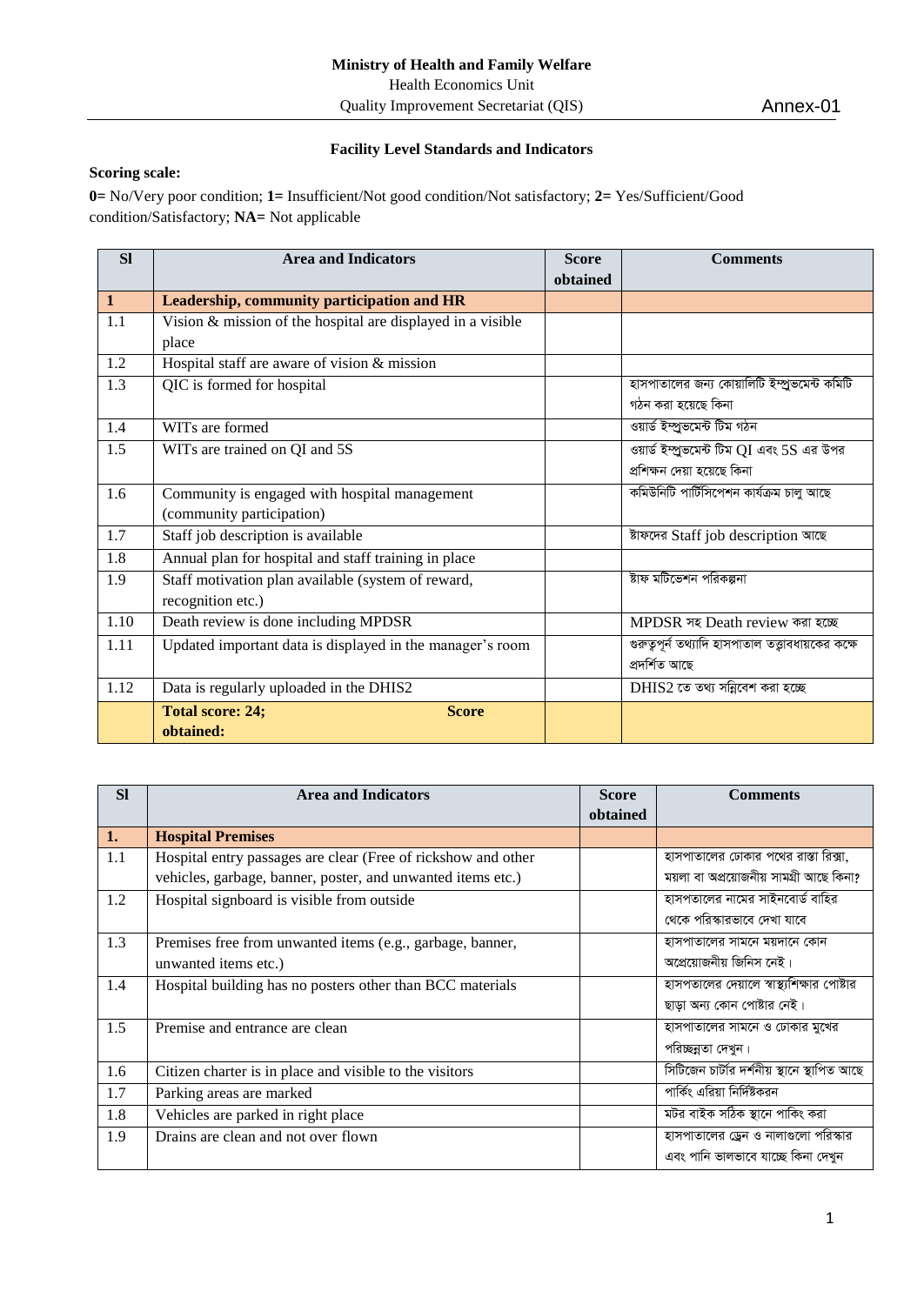**Ministry of Health and Family Welfare**
Health Economics Unit
Quality Improvement Secretariat (QIS)

Annex-01

### Facility Level Standards and Indicators

**Scoring scale:**

**0=** No/Very poor condition; **1=** Insufficient/Not good condition/Not satisfactory; **2=** Yes/Sufficient/Good condition/Satisfactory; **NA=** Not applicable

| Sl | Area and Indicators | Score obtained | Comments |
|---|---|---|---|
| **1** | **Leadership, community participation and HR** | | |
| 1.1 | Vision & mission of the hospital are displayed in a visible place | | |
| 1.2 | Hospital staff are aware of vision & mission | | |
| 1.3 | QIC is formed for hospital | | হাসপাতালের জন্য কোয়ালিটি ইম্প্রুভমেন্ট কমিটি গঠন করা হয়েছে কিনা |
| 1.4 | WITs are formed | | ওয়ার্ড ইম্প্রুভমেন্ট টিম গঠন |
| 1.5 | WITs are trained on QI and 5S | | ওয়ার্ড ইম্প্রুভমেন্ট টিম QI এবং 5S এর উপর প্রশিক্ষন দেয়া হয়েছে কিনা |
| 1.6 | Community is engaged with hospital management (community participation) | | কমিউনিটি পার্টিসিপেশন কার্যক্রম চালু আছে |
| 1.7 | Staff job description is available | | ষ্টাফদের Staff job description আছে |
| 1.8 | Annual plan for hospital and staff training in place | | |
| 1.9 | Staff motivation plan available (system of reward, recognition etc.) | | ষ্টাফ মটিভেশন পরিকল্পনা |
| 1.10 | Death review is done including MPDSR | | MPDSR সহ Death review করা হচ্ছে |
| 1.11 | Updated important data is displayed in the manager's room | | গুরুত্বপূর্ন তথ্যাদি হাসপাতাল তত্ত্বাবধায়কের কক্ষে প্রদর্শিত আছে |
| 1.12 | Data is regularly uploaded in the DHIS2 | | DHIS2 তে তথ্য সন্নিবেশ করা হচ্ছে |
| | **Total score: 24; Score obtained:** | | |

| Sl | Area and Indicators | Score obtained | Comments |
|---|---|---|---|
| **1.** | **Hospital Premises** | | |
| 1.1 | Hospital entry passages are clear (Free of rickshow and other vehicles, garbage, banner, poster, and unwanted items etc.) | | হাসপাতালের ঢোকার পথের রাস্তা রিক্সা, ময়লা বা অপ্রয়োজনীয় সামগ্রী আছে কিনা? |
| 1.2 | Hospital signboard is visible from outside | | হাসপতালের নামের সাইনবোর্ড বাহির থেকে পরিস্কারভাবে দেখা যাবে |
| 1.3 | Premises free from unwanted items (e.g., garbage, banner, unwanted items etc.) | | হাসপাতালের সামনে ময়দানে কোন অপ্রেয়োজনীয় জিনিস নেই। |
| 1.4 | Hospital building has no posters other than BCC materials | | হাসপতালের দেয়ালে স্বাস্থ্যশিক্ষার পোষ্টার ছাড়া অন্য কোন পোষ্টার নেই। |
| 1.5 | Premise and entrance are clean | | হাসপাতালের সামনে ও ঢোকার মুখের পরিচ্ছন্নতা দেখুন। |
| 1.6 | Citizen charter is in place and visible to the visitors | | সিটিজেন চার্টার দর্শনীয় স্থানে স্থাপিত আছে |
| 1.7 | Parking areas are marked | | পার্কিং এরিয়া নির্দিষ্টকরন |
| 1.8 | Vehicles are parked in right place | | মটর বাইক সঠিক স্থানে পাকিং করা |
| 1.9 | Drains are clean and not over flown | | হাসপাতালের ড্রেন ও নালাগুলো পরিস্কার এবং পানি ভালভাবে যাচ্ছে কিনা দেখুন |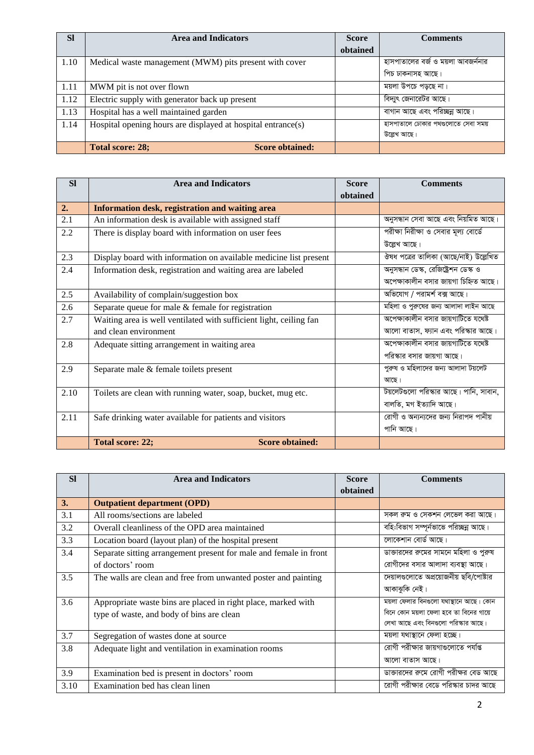| Sl | Area and Indicators | Score obtained | Comments |
|---|---|---|---|
| 1.10 | Medical waste management (MWM) pits present with cover | | হাসপাতালের বর্জ ও ময়লা আবর্জনার পিচ ঢাকনাসহ আছে। |
| 1.11 | MWM pit is not over flown | | ময়লা উপচে পড়ছে না। |
| 1.12 | Electric supply with generator back up present | | বিদ্যুৎ জেনারেটর আছে। |
| 1.13 | Hospital has a well maintained garden | | বাগান আছে এবং পরিচ্ছন্ন আছে। |
| 1.14 | Hospital opening hours are displayed at hospital entrance(s) | | হাসপাতালে ঢোকার পথগুলোতে সেবা সময় উল্লেখ আছে। |
| | **Total score: 28; Score obtained:** | | |

| Sl | Area and Indicators | Score obtained | Comments |
|---|---|---|---|
| **2.** | **Information desk, registration and waiting area** | | |
| 2.1 | An information desk is available with assigned staff | | অনুসন্ধান সেবা আছে এবং নিয়মিত আছে। |
| 2.2 | There is display board with information on user fees | | পরীক্ষা নিরীক্ষা ও সেবার মূল্য বোর্ডে উল্লেখ আছে। |
| 2.3 | Display board with information on available medicine list present | | ঔষধ পত্রের তালিকা (আছে/নাই) উল্লেখিত |
| 2.4 | Information desk, registration and waiting area are labeled | | অনুসন্ধান ডেস্ক, রেজিষ্ট্রেশন ডেস্ক ও অপেক্ষাকালীন বসার জায়গা চিহ্নিত আছে। |
| 2.5 | Availability of complain/suggestion box | | অভিযোগ / পরামর্শ বক্স আছে। |
| 2.6 | Separate queue for male & female for registration | | মহিলা ও পুরুষের জন্য আলাদা লাইন আছে |
| 2.7 | Waiting area is well ventilated with sufficient light, ceiling fan and clean environment | | অপেক্ষাকালীন বসার জায়গাটিতে যথেষ্ট আলো বাতাস, ফ্যান এবং পরিস্কার আছে। |
| 2.8 | Adequate sitting arrangement in waiting area | | অপেক্ষাকালীন বসার জায়গাটিতে যথেষ্ট পরিস্কার বসার জায়গা আছে। |
| 2.9 | Separate male & female toilets present | | পুরুষ ও মহিলাদের জন্য আলাদা টয়লেট আছে। |
| 2.10 | Toilets are clean with running water, soap, bucket, mug etc. | | টয়লেটগুলো পরিস্কার আছে। পানি, সাবান, বালতি, মগ ইত্যাদি আছে। |
| 2.11 | Safe drinking water available for patients and visitors | | রোগী ও অন্যান্যদের জন্য নিরাপদ পানীয় পানি আছে। |
| | **Total score: 22; Score obtained:** | | |

| Sl | Area and Indicators | Score obtained | Comments |
|---|---|---|---|
| **3.** | **Outpatient department (OPD)** | | |
| 3.1 | All rooms/sections are labeled | | সকল রুম ও সেকশন লেভেল করা আছে। |
| 3.2 | Overall cleanliness of the OPD area maintained | | বহিঃবিভাগ সম্পূর্নভাভে পরিচ্ছন্ন আছে। |
| 3.3 | Location board (layout plan) of the hospital present | | লোকেশান বোর্ড আছে। |
| 3.4 | Separate sitting arrangement present for male and female in front of doctors' room | | ডাক্তারদের রুমের সামনে মহিলা ও পুরুষ রোগীদের বসার আলাদা ব্যবস্থা আছে। |
| 3.5 | The walls are clean and free from unwanted poster and painting | | দেয়ালগুলোতে অপ্রয়োজনীয় ছবি/পোষ্টার আকাঝুকি নেই। |
| 3.6 | Appropriate waste bins are placed in right place, marked with type of waste, and body of bins are clean | | ময়লা ফেলার বিনগুলো যথাস্থানে আছে। কোন বিনে কোন ময়লা ফেলা হবে তা বিনের গায়ে লেখা আছে এবং বিনগুলো পরিস্কার আছে। |
| 3.7 | Segregation of wastes done at source | | ময়লা যথাস্থানে ফেলা হচ্ছে। |
| 3.8 | Adequate light and ventilation in examination rooms | | রোগী পরীক্ষার জায়গাগুলোতে পর্যাপ্ত আলো বাতাস আছে। |
| 3.9 | Examination bed is present in doctors' room | | ডাক্তারদের রুমে রোগী পরীক্ষর বেড আছে |
| 3.10 | Examination bed has clean linen | | রোগী পরীক্ষার বেডে পরিস্কার চাদর আছে |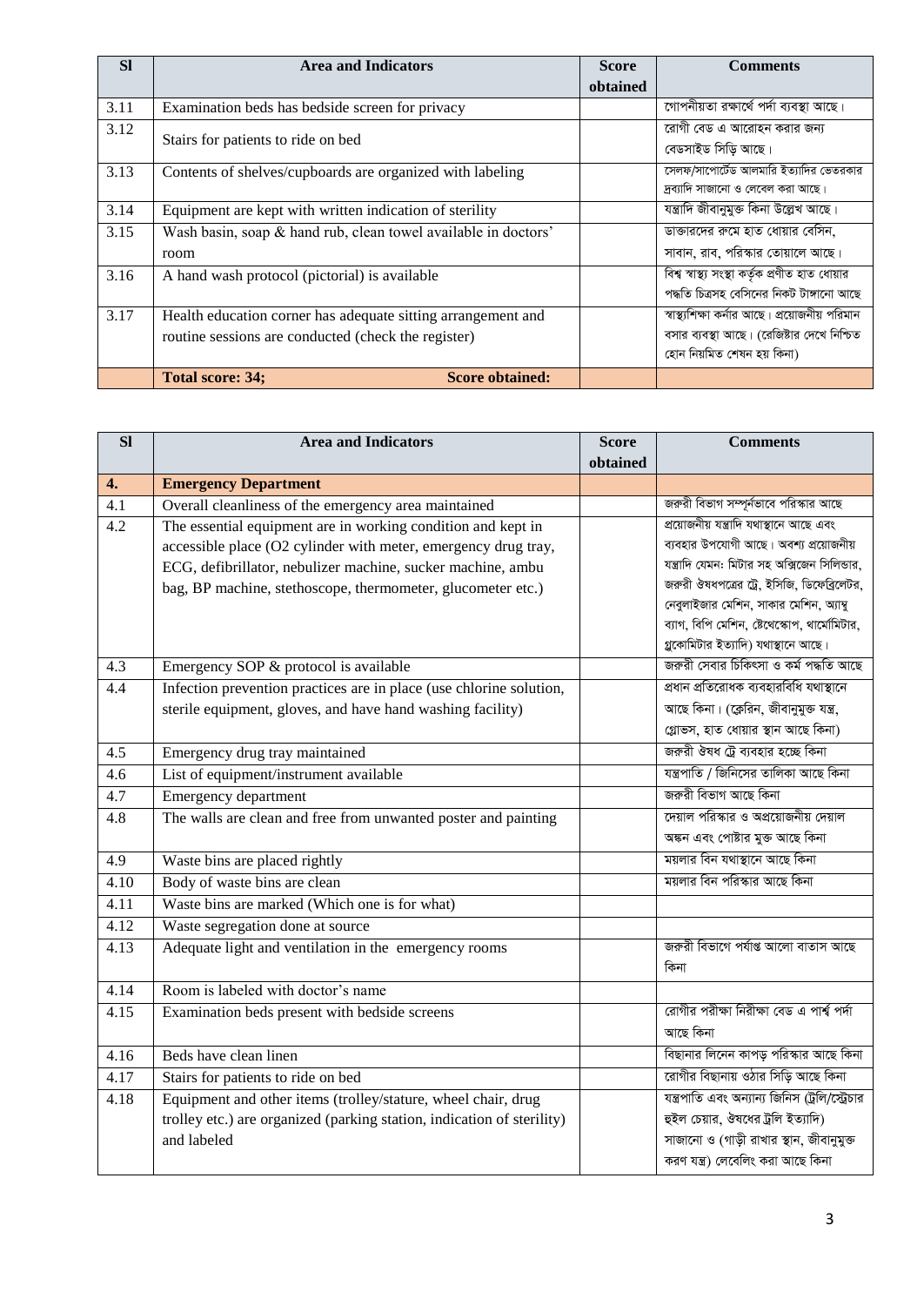| Sl | Area and Indicators | Score obtained | Comments |
|---|---|---|---|
| 3.11 | Examination beds has bedside screen for privacy | | গোপনীয়তা রক্ষার্থে পর্দা ব্যবস্থা আছে। |
| 3.12 | Stairs for patients to ride on bed | | রোগী বেড এ আরোহন করার জন্য বেডসাইড সিঁড়ি আছে। |
| 3.13 | Contents of shelves/cupboards are organized with labeling | | সেলফ/সাপোর্টেড আলমারি ইত্যাদির ভেতরকার দ্রব্যাদি সাজানো ও লেবেল করা আছে। |
| 3.14 | Equipment are kept with written indication of sterility | | যন্ত্রাদি জীবানুমুক্ত কিনা উল্লেখ আছে। |
| 3.15 | Wash basin, soap & hand rub, clean towel available in doctors' room | | ডাক্তারদের রুমে হাত ধোয়ার বেসিন, সাবান, রাব, পরিস্কার তোয়ালে আছে। |
| 3.16 | A hand wash protocol (pictorial) is available | | বিশ্ব স্বাস্থ্য সংস্থা কর্তৃক প্রণীত হাত ধোয়ার পদ্ধতি চিত্রসহ বেসিনের নিকট টাঙ্গানো আছে |
| 3.17 | Health education corner has adequate sitting arrangement and routine sessions are conducted (check the register) | | স্বাস্থ্যশিক্ষা কর্নার আছে। প্রয়োজনীয় পরিমান বসার ব্যবস্থা আছে। (রেজিষ্টার দেখে নিশ্চিত হোন নিয়মিত শেষন হয় কিনা) |
| | **Total score: 34; Score obtained:** | | |

| Sl | Area and Indicators | Score obtained | Comments |
|---|---|---|---|
| **4.** | **Emergency Department** | | |
| 4.1 | Overall cleanliness of the emergency area maintained | | জরুরী বিভাগ সম্পূর্ণভাবে পরিস্কার আছে |
| 4.2 | The essential equipment are in working condition and kept in accessible place (O2 cylinder with meter, emergency drug tray, ECG, defibrillator, nebulizer machine, sucker machine, ambu bag, BP machine, stethoscope, thermometer, glucometer etc.) | | প্রয়োজনীয় যন্ত্রাদি যথাস্থানে আছে এবং ব্যবহার উপযোগী আছে। অবশ্য প্রয়োজনীয় যন্ত্রাদি যেমন: মিটার সহ অক্সিজেন সিলিন্ডার, জরুরী ঔষধপত্রের ট্রে, ইসিজি, ডিফেব্রিলেটর, নেবুলাইজার মেশিন, সাকার মেশিন, অ্যাম্বু ব্যাগ, বিপি মেশিন, ষ্টেথোস্কোপ, থার্মোমিটার, গ্লুকোমিটার ইত্যাদি) যথাস্থানে আছে। |
| 4.3 | Emergency SOP & protocol is available | | জরুরী সেবার চিকিৎসা ও কর্ম পদ্ধতি আছে |
| 4.4 | Infection prevention practices are in place (use chlorine solution, sterile equipment, gloves, and have hand washing facility) | | প্রধান প্রতিরোধক ব্যবহারবিধি যথাস্থানে আছে কিনা। (ক্লেরিন, জীবানুমুক্ত যন্ত্র, গ্লোভস, হাত ধোয়ার স্থান আছে কিনা) |
| 4.5 | Emergency drug tray maintained | | জরুরী ঔষধ ট্রে ব্যবহার হচ্ছে কিনা |
| 4.6 | List of equipment/instrument available | | যন্ত্রপাতি / জিনিসের তালিকা আছে কিনা |
| 4.7 | Emergency department | | জরুরী বিভাগ আছে কিনা |
| 4.8 | The walls are clean and free from unwanted poster and painting | | দেয়াল পরিস্কার ও অপ্রয়োজনীয় দেয়াল অঙ্কন এবং পোষ্টার মুক্ত আছে কিনা |
| 4.9 | Waste bins are placed rightly | | ময়লার বিন যথাস্থানে আছে কিনা |
| 4.10 | Body of waste bins are clean | | ময়লার বিন পরিস্কার আছে কিনা |
| 4.11 | Waste bins are marked (Which one is for what) | | |
| 4.12 | Waste segregation done at source | | |
| 4.13 | Adequate light and ventilation in the emergency rooms | | জরুরী বিভাগে পর্যাপ্ত আলো বাতাস আছে কিনা |
| 4.14 | Room is labeled with doctor's name | | |
| 4.15 | Examination beds present with bedside screens | | রোগীর পরীক্ষা নিরীক্ষা বেড এ পার্শ্ব পর্দা আছে কিনা |
| 4.16 | Beds have clean linen | | বিছানার লিনেন কাপড় পরিস্কার আছে কিনা |
| 4.17 | Stairs for patients to ride on bed | | রোগীর বিছানায় ওঠার সিঁড়ি আছে কিনা |
| 4.18 | Equipment and other items (trolley/stature, wheel chair, drug trolley etc.) are organized (parking station, indication of sterility) and labeled | | যন্ত্রপাতি এবং অন্যান্য জিনিস (ট্রলি/স্ট্রেচার হুইল চেয়ার, ঔষধের ট্রলি ইত্যাদি) সাজানো ও (গাড়ী রাখার স্থান, জীবানুমুক্ত করণ যন্ত্র) লেবেলিং করা আছে কিনা |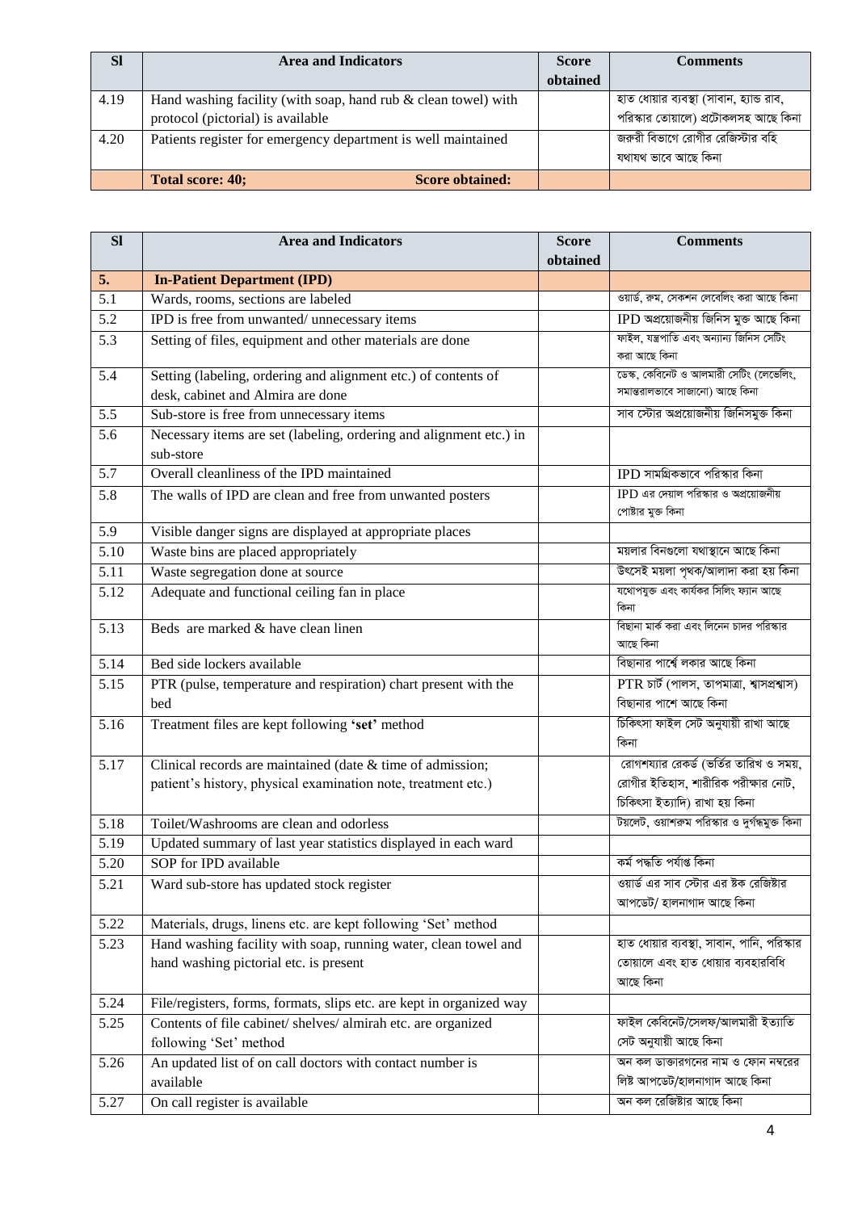| Sl | Area and Indicators | Score obtained | Comments |
|---|---|---|---|
| 4.19 | Hand washing facility (with soap, hand rub & clean towel) with protocol (pictorial) is available | | হাত ধোয়ার ব্যবস্থা (সাবান, হ্যান্ড রাব, পরিস্কার তোয়ালে) প্রটোকলসহ আছে কিনা |
| 4.20 | Patients register for emergency department is well maintained | | জরুরী বিভাগে রোগীর রেজিস্টার বহি যথাযথ ভাবে আছে কিনা |
| | **Total score: 40; Score obtained:** | | |

| Sl | Area and Indicators | Score obtained | Comments |
|---|---|---|---|
| **5.** | **In-Patient Department (IPD)** | | |
| 5.1 | Wards, rooms, sections are labeled | | ওয়ার্ড, রুম, সেকশন লেবেলিং করা আছে কিনা |
| 5.2 | IPD is free from unwanted/ unnecessary items | | IPD অপ্রয়োজনীয় জিনিস মুক্ত আছে কিনা |
| 5.3 | Setting of files, equipment and other materials are done | | ফাইল, যন্ত্রপাতি এবং অন্যান্য জিনিস সেটিং করা আছে কিনা |
| 5.4 | Setting (labeling, ordering and alignment etc.) of contents of desk, cabinet and Almira are done | | ডেস্ক, কেবিনেট ও আলমারী সেটিং (লেভেলিং, সমান্তরালভাবে সাজানো) আছে কিনা |
| 5.5 | Sub-store is free from unnecessary items | | সাব স্টোর অপ্রয়োজনীয় জিনিসমুক্ত কিনা |
| 5.6 | Necessary items are set (labeling, ordering and alignment etc.) in sub-store | | |
| 5.7 | Overall cleanliness of the IPD maintained | | IPD সামগ্রিকভাবে পরিস্কার কিনা |
| 5.8 | The walls of IPD are clean and free from unwanted posters | | IPD এর দেয়াল পরিস্কার ও অপ্রয়োজনীয় পোষ্টার মুক্ত কিনা |
| 5.9 | Visible danger signs are displayed at appropriate places | | |
| 5.10 | Waste bins are placed appropriately | | ময়লার বিনগুলো যথাস্থানে আছে কিনা |
| 5.11 | Waste segregation done at source | | উৎসেই ময়লা পৃথক/আলাদা করা হয় কিনা |
| 5.12 | Adequate and functional ceiling fan in place | | যথোপযুক্ত এবং কার্যকর সিলিং ফ্যান আছে কিনা |
| 5.13 | Beds are marked & have clean linen | | বিছানা মার্ক করা এবং লিনেন চাদর পরিস্কার আছে কিনা |
| 5.14 | Bed side lockers available | | বিছানার পার্শ্বে লকার আছে কিনা |
| 5.15 | PTR (pulse, temperature and respiration) chart present with the bed | | PTR চার্ট (পালস, তাপমাত্রা, শ্বাসপ্রশ্বাস) বিছানার পাশে আছে কিনা |
| 5.16 | Treatment files are kept following **'set'** method | | চিকিৎসা ফাইল সেট অনুযায়ী রাখা আছে কিনা |
| 5.17 | Clinical records are maintained (date & time of admission; patient's history, physical examination note, treatment etc.) | | রোগশয্যার রেকর্ড (ভর্তির তারিখ ও সময়, রোগীর ইতিহাস, শারীরিক পরীক্ষার নোট, চিকিৎসা ইত্যাদি) রাখা হয় কিনা |
| 5.18 | Toilet/Washrooms are clean and odorless | | টয়লেট, ওয়াশরুম পরিস্কার ও দুর্গন্ধমুক্ত কিনা |
| 5.19 | Updated summary of last year statistics displayed in each ward | | |
| 5.20 | SOP for IPD available | | কর্ম পদ্ধতি পর্যাপ্ত কিনা |
| 5.21 | Ward sub-store has updated stock register | | ওয়ার্ড এর সাব স্টোর এর ষ্টক রেজিষ্টার আপডেট/ হালনাগাদ আছে কিনা |
| 5.22 | Materials, drugs, linens etc. are kept following 'Set' method | | |
| 5.23 | Hand washing facility with soap, running water, clean towel and hand washing pictorial etc. is present | | হাত ধোয়ার ব্যবস্থা, সাবান, পানি, পরিস্কার তোয়ালে এবং হাত ধোয়ার ব্যবহারবিধি আছে কিনা |
| 5.24 | File/registers, forms, formats, slips etc. are kept in organized way | | |
| 5.25 | Contents of file cabinet/ shelves/ almirah etc. are organized following 'Set' method | | ফাইল কেবিনেট/সেলফ/আলমারী ইত্যাতি সেট অনুযায়ী আছে কিনা |
| 5.26 | An updated list of on call doctors with contact number is available | | অন কল ডাক্তারগনের নাম ও ফোন নম্বরের লিষ্ট আপডেট/হালনাগাদ আছে কিনা |
| 5.27 | On call register is available | | অন কল রেজিষ্টার আছে কিনা |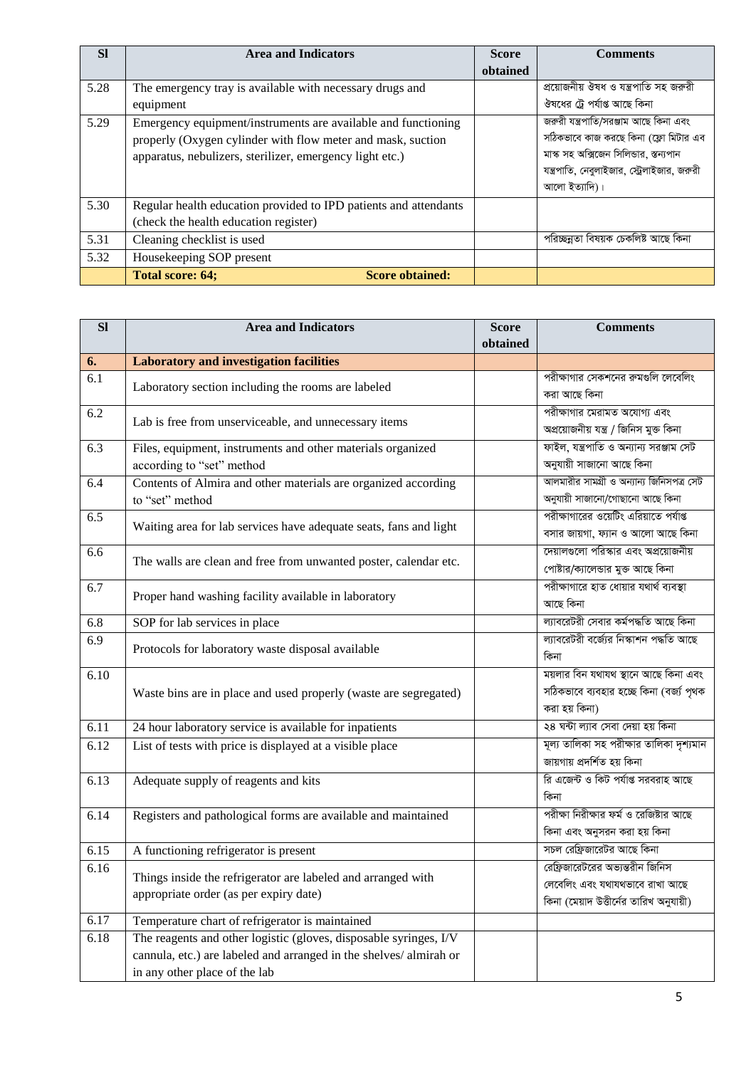| Sl | Area and Indicators | Score obtained | Comments |
|---|---|---|---|
| 5.28 | The emergency tray is available with necessary drugs and equipment | | প্রয়োজনীয় ঔষধ ও যন্ত্রপাতি সহ জরুরী ঔষধের ট্রে পর্যাপ্ত আছে কিনা |
| 5.29 | Emergency equipment/instruments are available and functioning properly (Oxygen cylinder with flow meter and mask, suction apparatus, nebulizers, sterilizer, emergency light etc.) | | জরুরী যন্ত্রপাতি/সরঞ্জাম আছে কিনা এবং সঠিকভাবে কাজ করছে কিনা (ফ্লো মিটার এব মাস্ক সহ অক্সিজেন সিলিন্ডার, স্তন্যপান যন্ত্রপাতি, নেবুলাইজার, স্টেরিলাইজার, জরুরী আলো ইত্যাদি)। |
| 5.30 | Regular health education provided to IPD patients and attendants (check the health education register) | | |
| 5.31 | Cleaning checklist is used | | পরিচ্ছন্নতা বিষয়ক চেকলিষ্ট আছে কিনা |
| 5.32 | Housekeeping SOP present | | |
| | **Total score: 64; Score obtained:** | | |

| Sl | Area and Indicators | Score obtained | Comments |
|---|---|---|---|
| **6.** | **Laboratory and investigation facilities** | | |
| 6.1 | Laboratory section including the rooms are labeled | | পরীক্ষাগার সেকশনের রুমগুলি লেবেলিং করা আছে কিনা |
| 6.2 | Lab is free from unserviceable, and unnecessary items | | পরীক্ষাগার মেরামত অযোগ্য এবং অপ্রয়োজনীয় যন্ত্র / জিনিস মুক্ত কিনা |
| 6.3 | Files, equipment, instruments and other materials organized according to "set" method | | ফাইল, যন্ত্রপাতি ও অন্যান্য সরঞ্জাম সেট অনুযায়ী সাজানো আছে কিনা |
| 6.4 | Contents of Almira and other materials are organized according to "set" method | | আলমারীর সামগ্রী ও অন্যান্য জিনিসপত্র সেট অনুযায়ী সাজানো/গোছানো আছে কিনা |
| 6.5 | Waiting area for lab services have adequate seats, fans and light | | পরীক্ষাগারের ওয়েটিং এরিয়াতে পর্যাপ্ত বসার জায়গা, ফ্যান ও আলো আছে কিনা |
| 6.6 | The walls are clean and free from unwanted poster, calendar etc. | | দেয়ালগুলো পরিস্কার এবং অপ্রয়োজনীয় পোষ্টার/ক্যালেন্ডার মুক্ত আছে কিনা |
| 6.7 | Proper hand washing facility available in laboratory | | পরীক্ষাগারে হাত ধোয়ার যথার্থ ব্যবস্থা আছে কিনা |
| 6.8 | SOP for lab services in place | | ল্যাবরেটরী সেবার কর্মপদ্ধতি আছে কিনা |
| 6.9 | Protocols for laboratory waste disposal available | | ল্যাবরেটরী বর্জ্যের নিস্কাশন পদ্ধতি আছে কিনা |
| 6.10 | Waste bins are in place and used properly (waste are segregated) | | ময়লার বিন যথাযথ স্থানে আছে কিনা এবং সঠিকভাবে ব্যবহার হচ্ছে কিনা (বর্জ্য পৃথক করা হয় কিনা) |
| 6.11 | 24 hour laboratory service is available for inpatients | | ২৪ ঘন্টা ল্যাব সেবা দেয়া হয় কিনা |
| 6.12 | List of tests with price is displayed at a visible place | | মূল্য তালিকা সহ পরীক্ষার তালিকা দৃশ্যমান জায়গায় প্রদর্শিত হয় কিনা |
| 6.13 | Adequate supply of reagents and kits | | রি এজেন্ট ও কিট পর্যাপ্ত সরবরাহ আছে কিনা |
| 6.14 | Registers and pathological forms are available and maintained | | পরীক্ষা নিরীক্ষার ফর্ম ও রেজিষ্টার আছে কিনা এবং অনুসরন করা হয় কিনা |
| 6.15 | A functioning refrigerator is present | | সচল রেফ্রিজারেটর আছে কিনা |
| 6.16 | Things inside the refrigerator are labeled and arranged with appropriate order (as per expiry date) | | রেফ্রিজারেটরের অভ্যন্তরীন জিনিস লেবেলিং এবং যথাযথভাবে রাখা আছে কিনা (মেয়াদ উত্তীর্নের তারিখ অনুযায়ী) |
| 6.17 | Temperature chart of refrigerator is maintained | | |
| 6.18 | The reagents and other logistic (gloves, disposable syringes, I/V cannula, etc.) are labeled and arranged in the shelves/ almirah or in any other place of the lab | | |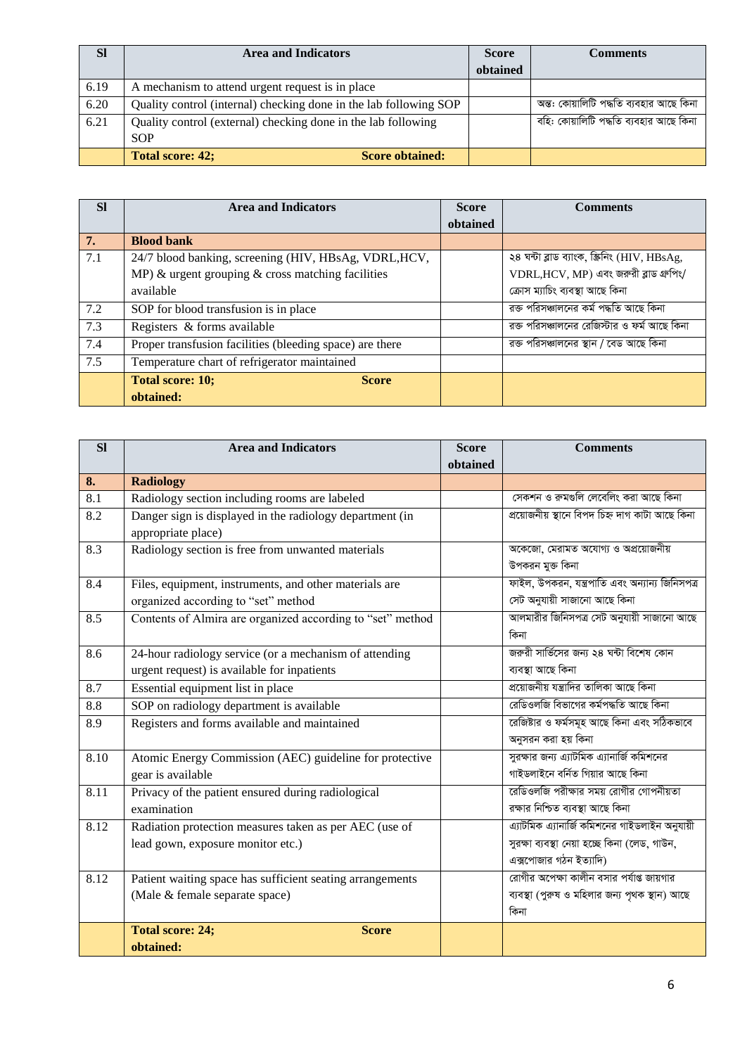| Sl | Area and Indicators | Score obtained | Comments |
|---|---|---|---|
| 6.19 | A mechanism to attend urgent request is in place | | |
| 6.20 | Quality control (internal) checking done in the lab following SOP | | অন্তঃ কোয়ালিটি পদ্ধতি ব্যবহার আছে কিনা |
| 6.21 | Quality control (external) checking done in the lab following SOP | | বহিঃ কোয়ালিটি পদ্ধতি ব্যবহার আছে কিনা |
| | **Total score: 42; Score obtained:** | | |

| Sl | Area and Indicators | Score obtained | Comments |
|---|---|---|---|
| **7.** | **Blood bank** | | |
| 7.1 | 24/7 blood banking, screening (HIV, HBsAg, VDRL,HCV, MP) & urgent grouping & cross matching facilities available | | ২৪ ঘন্টা ব্লাড ব্যাংক, স্ক্রিনিং (HIV, HBsAg, VDRL,HCV, MP) এবং জরুরী ব্লাড গ্রুপিং/ ক্রোস ম্যাচিং ব্যবস্থা আছে কিনা |
| 7.2 | SOP for blood transfusion is in place | | রক্ত পরিসঞ্চালনের কর্ম পদ্ধতি আছে কিনা |
| 7.3 | Registers & forms available | | রক্ত পরিসঞ্চালনের রেজিস্টার ও ফর্ম আছে কিনা |
| 7.4 | Proper transfusion facilities (bleeding space) are there | | রক্ত পরিসঞ্চালনের স্থান / বেড আছে কিনা |
| 7.5 | Temperature chart of refrigerator maintained | | |
| | **Total score: 10; Score obtained:** | | |

| Sl | Area and Indicators | Score obtained | Comments |
|---|---|---|---|
| **8.** | **Radiology** | | |
| 8.1 | Radiology section including rooms are labeled | | সেকশন ও রুমগুলি লেবেলিং করা আছে কিনা |
| 8.2 | Danger sign is displayed in the radiology department (in appropriate place) | | প্রয়োজনীয় স্থানে বিপদ চিহ্ন দাগ কাটা আছে কিনা |
| 8.3 | Radiology section is free from unwanted materials | | অকেজো, মেরামত অযোগ্য ও অপ্রয়োজনীয় উপকরন মুক্ত কিনা |
| 8.4 | Files, equipment, instruments, and other materials are organized according to "set" method | | ফাইল, উপকরন, যন্ত্রপাতি এবং অন্যান্য জিনিসপত্র সেট অনুযায়ী সাজানো আছে কিনা |
| 8.5 | Contents of Almira are organized according to "set" method | | আলমারীর জিনিসপত্র সেট অনুযায়ী সাজানো আছে কিনা |
| 8.6 | 24-hour radiology service (or a mechanism of attending urgent request) is available for inpatients | | জরুরী সার্ভিসের জন্য ২৪ ঘন্টা বিশেষ কোন ব্যবস্থা আছে কিনা |
| 8.7 | Essential equipment list in place | | প্রয়োজনীয় যন্ত্রাদির তালিকা আছে কিনা |
| 8.8 | SOP on radiology department is available | | রেডিওলজি বিভাগের কর্মপদ্ধতি আছে কিনা |
| 8.9 | Registers and forms available and maintained | | রেজিষ্টার ও ফর্মসমূহ আছে কিনা এবং সঠিকভাবে অনুসরন করা হয় কিনা |
| 8.10 | Atomic Energy Commission (AEC) guideline for protective gear is available | | সুরক্ষার জন্য এ্যাটমিক এ্যানার্জি কমিশনের গাইডলাইনে বর্নিত গিয়ার আছে কিনা |
| 8.11 | Privacy of the patient ensured during radiological examination | | রেডিওলজি পরীক্ষার সময় রোগীর গোপনীয়তা রক্ষার নিশ্চিত ব্যবস্থা আছে কিনা |
| 8.12 | Radiation protection measures taken as per AEC (use of lead gown, exposure monitor etc.) | | এ্যাটমিক এ্যানার্জি কমিশনের গাইডলাইন অনুযায়ী সুরক্ষা ব্যবস্থা নেয়া হচ্ছে কিনা (লেড, গাউন, এক্সপোজার গঠন ইত্যাদি) |
| 8.12 | Patient waiting space has sufficient seating arrangements (Male & female separate space) | | রোগীর অপেক্ষা কালীন বসার পর্যাপ্ত জায়গার ব্যবস্থা (পুরুষ ও মহিলার জন্য পৃথক স্থান) আছে কিনা |
| | **Total score: 24; Score obtained:** | | |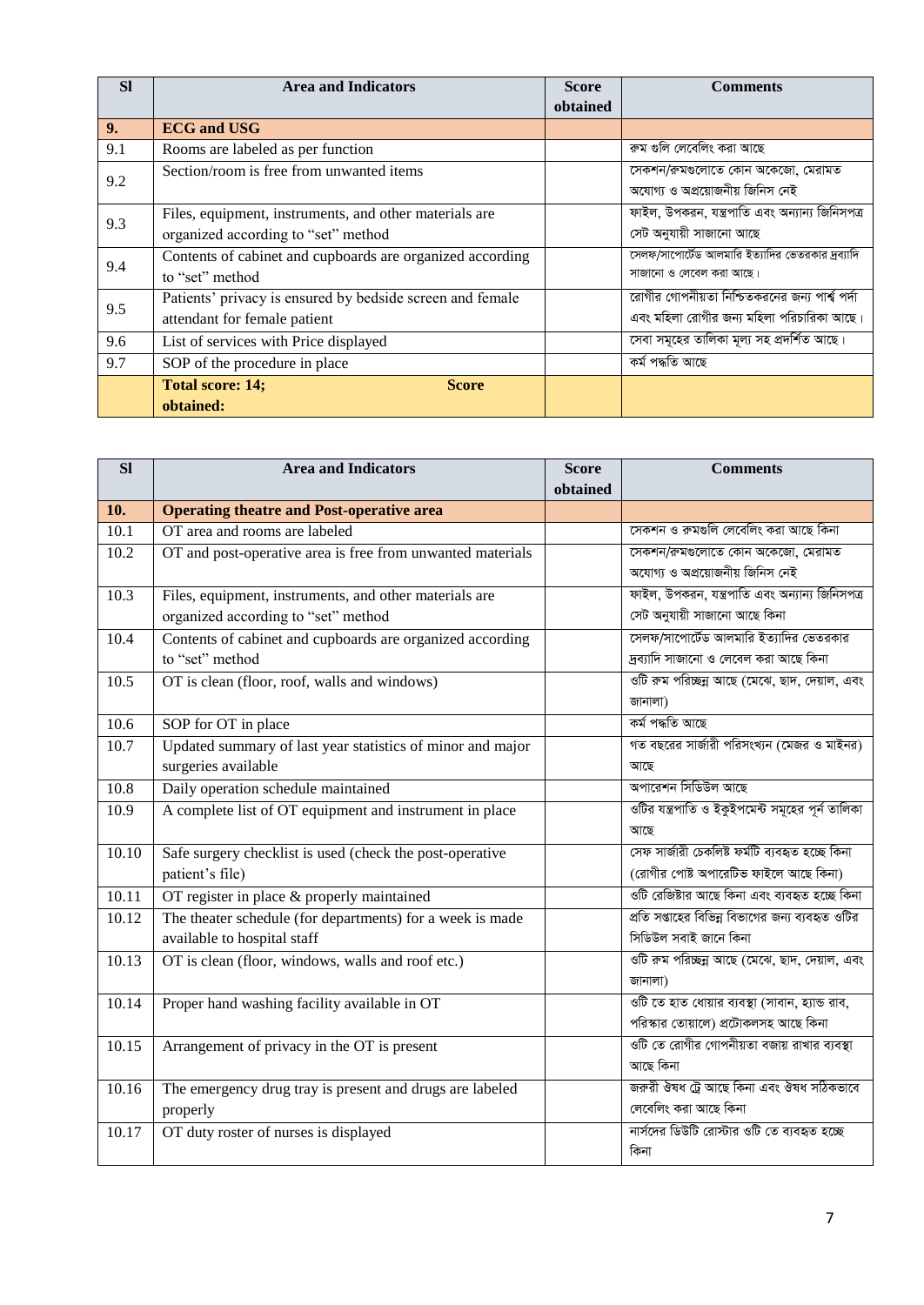| Sl | Area and Indicators | Score obtained | Comments |
|---|---|---|---|
| **9.** | **ECG and USG** | | |
| 9.1 | Rooms are labeled as per function | | রুম গুলি লেবেলিং করা আছে |
| 9.2 | Section/room is free from unwanted items | | সেকশন/রুমগুলোতে কোন অকেজো, মেরামত অযোগ্য ও অপ্রয়োজনীয় জিনিস নেই |
| 9.3 | Files, equipment, instruments, and other materials are organized according to “set” method | | ফাইল, উপকরন, যন্ত্রপাতি এবং অন্যান্য জিনিসপত্র সেট অনুযায়ী সাজানো আছে |
| 9.4 | Contents of cabinet and cupboards are organized according to “set” method | | সেলফ/সাপোর্টেড আলমারি ইত্যাদির ভেতরকার দ্রব্যাদি সাজানো ও লেবেল করা আছে। |
| 9.5 | Patients’ privacy is ensured by bedside screen and female attendant for female patient | | রোগীর গোপনীয়তা নিশ্চিতকরনের জন্য পার্শ্ব পর্দা এবং মহিলা রোগীর জন্য মহিলা পরিচারিকা আছে। |
| 9.6 | List of services with Price displayed | | সেবা সমূহের তালিকা মূল্য সহ প্রদর্শিত আছে। |
| 9.7 | SOP of the procedure in place | | কর্ম পদ্ধতি আছে |
| | **Total score: 14; Score obtained:** | | |

| Sl | Area and Indicators | Score obtained | Comments |
|---|---|---|---|
| **10.** | **Operating theatre and Post-operative area** | | |
| 10.1 | OT area and rooms are labeled | | সেকশন ও রুমগুলি লেবেলিং করা আছে কিনা |
| 10.2 | OT and post-operative area is free from unwanted materials | | সেকশন/রুমগুলোতে কোন অকেজো, মেরামত অযোগ্য ও অপ্রয়োজনীয় জিনিস নেই |
| 10.3 | Files, equipment, instruments, and other materials are organized according to “set” method | | ফাইল, উপকরন, যন্ত্রপাতি এবং অন্যান্য জিনিসপত্র সেট অনুযায়ী সাজানো আছে কিনা |
| 10.4 | Contents of cabinet and cupboards are organized according to “set” method | | সেলফ/সাপোর্টেড আলমারি ইত্যাদির ভেতরকার দ্রব্যাদি সাজানো ও লেবেল করা আছে কিনা |
| 10.5 | OT is clean (floor, roof, walls and windows) | | ওটি রুম পরিচ্ছন্ন আছে (মেঝে, ছাদ, দেয়াল, এবং জানালা) |
| 10.6 | SOP for OT in place | | কর্ম পদ্ধতি আছে |
| 10.7 | Updated summary of last year statistics of minor and major surgeries available | | গত বছরের সার্জারী পরিসংখ্যান (মেজর ও মাইনর) আছে |
| 10.8 | Daily operation schedule maintained | | অপারেশন সিডিউল আছে |
| 10.9 | A complete list of OT equipment and instrument in place | | ওটির যন্ত্রপাতি ও ইকুইপমেন্ট সমূহের পূর্ন তালিকা আছে |
| 10.10 | Safe surgery checklist is used (check the post-operative patient’s file) | | সেফ সার্জারী চেকলিষ্ট ফর্মটি ব্যবহৃত হচ্ছে কিনা (রোগীর পোষ্ট অপারেটিভ ফাইলে আছে কিনা) |
| 10.11 | OT register in place & properly maintained | | ওটি রেজিষ্টার আছে কিনা এবং ব্যবহৃত হচ্ছে কিনা |
| 10.12 | The theater schedule (for departments) for a week is made available to hospital staff | | প্রতি সপ্তাহের বিভিন্ন বিভাগের জন্য ব্যবহৃত ওটির সিডিউল সবাই জানে কিনা |
| 10.13 | OT is clean (floor, windows, walls and roof etc.) | | ওটি রুম পরিচ্ছন্ন আছে (মেঝে, ছাদ, দেয়াল, এবং জানালা) |
| 10.14 | Proper hand washing facility available in OT | | ওটি তে হাত ধোয়ার ব্যবস্থা (সাবান, হ্যান্ড রাব, পরিস্কার তোয়ালে) প্রটোকলসহ আছে কিনা |
| 10.15 | Arrangement of privacy in the OT is present | | ওটি তে রোগীর গোপনীয়তা বজায় রাখার ব্যবস্থা আছে কিনা |
| 10.16 | The emergency drug tray is present and drugs are labeled properly | | জরুরী ঔষধ ট্রে আছে কিনা এবং ঔষধ সঠিকভাবে লেবেলিং করা আছে কিনা |
| 10.17 | OT duty roster of nurses is displayed | | নার্সদের ডিউটি রোস্টার ওটি তে ব্যবহৃত হচ্ছে কিনা |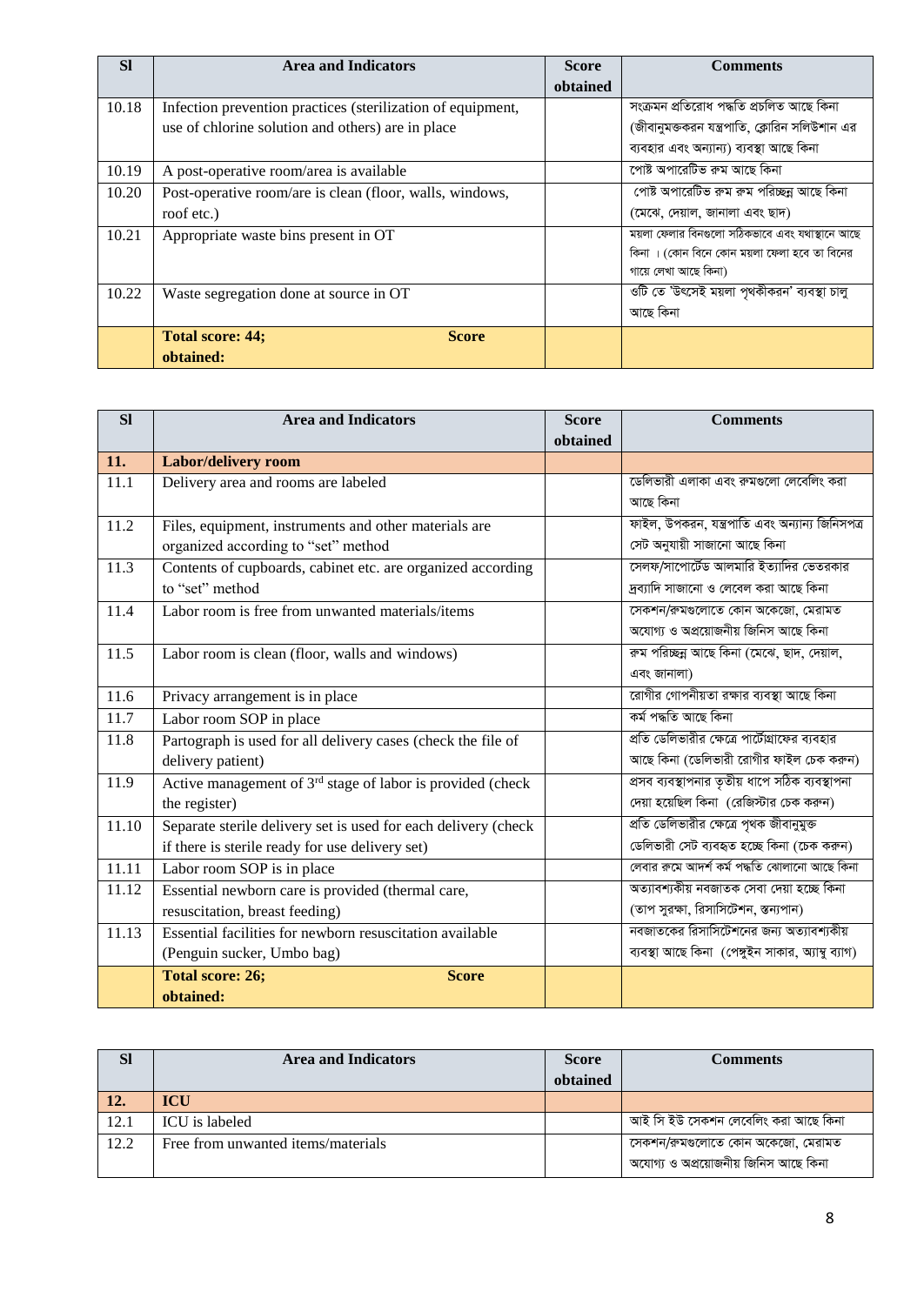| Sl | Area and Indicators | Score obtained | Comments |
|---|---|---|---|
| 10.18 | Infection prevention practices (sterilization of equipment, use of chlorine solution and others) are in place | | সংক্রমন প্রতিরোধ পদ্ধতি প্রচলিত আছে কিনা (জীবানুমুক্তকরন যন্ত্রপাতি, ক্লোরিন সলিউশান এর ব্যবহার এবং অন্যান্য) ব্যবস্থা আছে কিনা |
| 10.19 | A post-operative room/area is available | | পোষ্ট অপারেটিভ রুম আছে কিনা |
| 10.20 | Post-operative room/are is clean (floor, walls, windows, roof etc.) | | পোষ্ট অপারেটিভ রুম রুম পরিচ্ছন্ন আছে কিনা (মেঝে, দেয়াল, জানালা এবং ছাদ) |
| 10.21 | Appropriate waste bins present in OT | | ময়লা ফেলার বিনগুলো সঠিকভাবে এবং যথাস্থানে আছে কিনা । (কোন বিনে কোন ময়লা ফেলা হবে তা বিনের গায়ে লেখা আছে কিনা) |
| 10.22 | Waste segregation done at source in OT | | ওটি তে 'উৎসেই ময়লা পৃথকীকরন' ব্যবস্থা চালু আছে কিনা |
| | **Total score: 44; Score obtained:** | | |

| Sl | Area and Indicators | Score obtained | Comments |
|---|---|---|---|
| **11.** | **Labor/delivery room** | | |
| 11.1 | Delivery area and rooms are labeled | | ডেলিভারী এলাকা এবং রুমগুলো লেবেলিং করা আছে কিনা |
| 11.2 | Files, equipment, instruments and other materials are organized according to "set" method | | ফাইল, উপকরন, যন্ত্রপাতি এবং অন্যান্য জিনিসপত্র সেট অনুযায়ী সাজানো আছে কিনা |
| 11.3 | Contents of cupboards, cabinet etc. are organized according to "set" method | | সেলফ/সাপোর্টেড আলমারি ইত্যাদির ভেতরকার দ্রব্যাদি সাজানো ও লেবেল করা আছে কিনা |
| 11.4 | Labor room is free from unwanted materials/items | | সেকশন/রুমগুলোতে কোন অকেজো, মেরামত অযোগ্য ও অপ্রয়োজনীয় জিনিস আছে কিনা |
| 11.5 | Labor room is clean (floor, walls and windows) | | রুম পরিচ্ছন্ন আছে কিনা (মেঝে, ছাদ, দেয়াল, এবং জানালা) |
| 11.6 | Privacy arrangement is in place | | রোগীর গোপনীয়তা রক্ষার ব্যবস্থা আছে কিনা |
| 11.7 | Labor room SOP in place | | কর্ম পদ্ধতি আছে কিনা |
| 11.8 | Partograph is used for all delivery cases (check the file of delivery patient) | | প্রতি ডেলিভারীর ক্ষেত্রে পার্টোগ্রাফের ব্যবহার আছে কিনা (ডেলিভারী রোগীর ফাইল চেক করুন) |
| 11.9 | Active management of 3rd stage of labor is provided (check the register) | | প্রসব ব্যবস্থাপনার তৃতীয় ধাপে সঠিক ব্যবস্থাপনা দেয়া হয়েছিল কিনা (রেজিস্টার চেক করুন) |
| 11.10 | Separate sterile delivery set is used for each delivery (check if there is sterile ready for use delivery set) | | প্রতি ডেলিভারীর ক্ষেত্রে পৃথক জীবানুমুক্ত ডেলিভারী সেট ব্যবহৃত হচ্ছে কিনা (চেক করুন) |
| 11.11 | Labor room SOP is in place | | লেবার রুমে আদর্শ কর্ম পদ্ধতি ঝোলানো আছে কিনা |
| 11.12 | Essential newborn care is provided (thermal care, resuscitation, breast feeding) | | অত্যাবশ্যকীয় নবজাতক সেবা দেয়া হচ্ছে কিনা (তাপ সুরক্ষা, রিসাসিটেশন, স্তন্যপান) |
| 11.13 | Essential facilities for newborn resuscitation available (Penguin sucker, Umbo bag) | | নবজাতকের রিসাসিটেশনের জন্য অত্যাবশ্যকীয় ব্যবস্থা আছে কিনা (পেঙ্গুইন সাকার, অ্যাম্বু ব্যাগ) |
| | **Total score: 26; Score obtained:** | | |

| Sl | Area and Indicators | Score obtained | Comments |
|---|---|---|---|
| **12.** | **ICU** | | |
| 12.1 | ICU is labeled | | আই সি ইউ সেকশন লেবেলিং করা আছে কিনা |
| 12.2 | Free from unwanted items/materials | | সেকশন/রুমগুলোতে কোন অকেজো, মেরামত অযোগ্য ও অপ্রয়োজনীয় জিনিস আছে কিনা |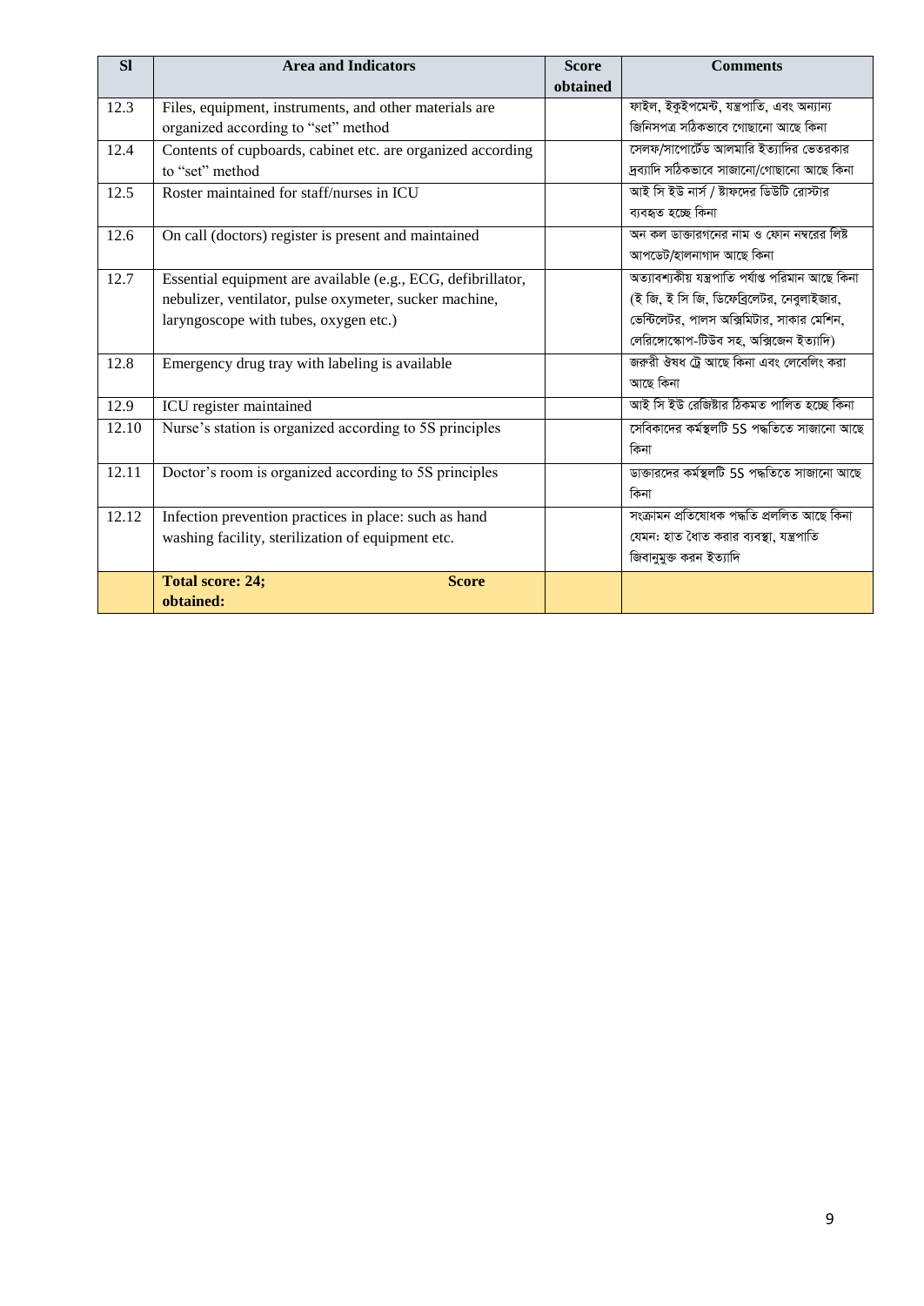| Sl | Area and Indicators | Score obtained | Comments |
|---|---|---|---|
| 12.3 | Files, equipment, instruments, and other materials are organized according to "set" method | | ফাইল, ইকুইপমেন্ট, যন্ত্রপাতি, এবং অন্যান্য জিনিসপত্র সঠিকভাবে গোছানো আছে কিনা |
| 12.4 | Contents of cupboards, cabinet etc. are organized according to "set" method | | সেলফ/সাপোর্টেড আলমারি ইত্যাদির ভেতরকার দ্রব্যাদি সঠিকভাবে সাজানো/গোছানো আছে কিনা |
| 12.5 | Roster maintained for staff/nurses in ICU | | আই সি ইউ নার্স / ষ্টাফদের ডিউটি রোস্টার ব্যবহৃত হচ্ছে কিনা |
| 12.6 | On call (doctors) register is present and maintained | | অন কল ডাক্তারগনের নাম ও ফোন নম্বরের লিষ্ট আপডেট/হালনাগাদ আছে কিনা |
| 12.7 | Essential equipment are available (e.g., ECG, defibrillator, nebulizer, ventilator, pulse oxymeter, sucker machine, laryngoscope with tubes, oxygen etc.) | | অত্যাবশ্যকীয় যন্ত্রপাতি পর্যাপ্ত পরিমান আছে কিনা (ই জি, ই সি জি, ডিফেব্রিলেটর, নেবুলাইজার, ভেন্টিলেটর, পালস অক্সিমিটার, সাকার মেশিন, লেরিঙ্গোস্কোপ-টিউব সহ, অক্সিজেন ইত্যাদি) |
| 12.8 | Emergency drug tray with labeling is available | | জরুরী ঔষধ ট্রে আছে কিনা এবং লেবেলিং করা আছে কিনা |
| 12.9 | ICU register maintained | | আই সি ইউ রেজিষ্টার ঠিকমত পালিত হচ্ছে কিনা |
| 12.10 | Nurse's station is organized according to 5S principles | | সেবিকাদের কর্মস্থলটি 5S পদ্ধতিতে সাজানো আছে কিনা |
| 12.11 | Doctor's room is organized according to 5S principles | | ডাক্তারদের কর্মস্থলটি 5S পদ্ধতিতে সাজানো আছে কিনা |
| 12.12 | Infection prevention practices in place: such as hand washing facility, sterilization of equipment etc. | | সংক্রামন প্রতিষেধক পদ্ধতি প্রললিত আছে কিনা যেমন: হাত ধৌত করার ব্যবস্থা, যন্ত্রপাতি জিবানুমুক্ত করন ইত্যাদি |
| | **Total score: 24; Score obtained:** | | |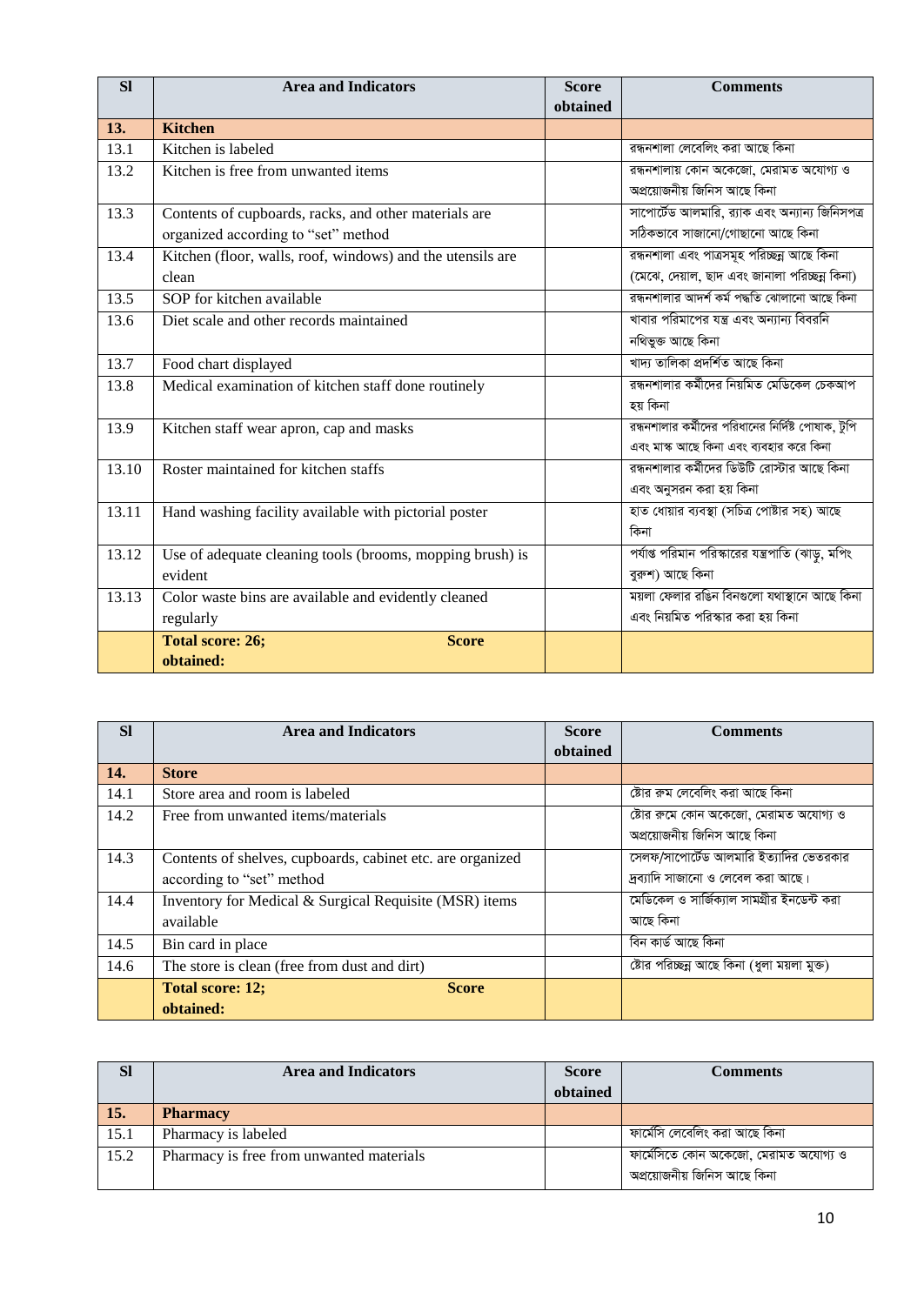| Sl | Area and Indicators | Score obtained | Comments |
|---|---|---|---|
| **13.** | **Kitchen** | | |
| 13.1 | Kitchen is labeled | | রন্ধনশালা লেবেলিং করা আছে কিনা |
| 13.2 | Kitchen is free from unwanted items | | রন্ধনশালায় কোন অকেজো, মেরামত অযোগ্য ও অপ্রয়োজনীয় জিনিস আছে কিনা |
| 13.3 | Contents of cupboards, racks, and other materials are organized according to "set" method | | সাপোর্টেড আলমারি, র‍্যাক এবং অন্যান্য জিনিসপত্র সঠিকভাবে সাজানো/গোছানো আছে কিনা |
| 13.4 | Kitchen (floor, walls, roof, windows) and the utensils are clean | | রন্ধনশালা এবং পাত্রসমূহ পরিচ্ছন্ন আছে কিনা (মেঝে, দেয়াল, ছাদ এবং জানালা পরিচ্ছন্ন কিনা) |
| 13.5 | SOP for kitchen available | | রন্ধনশালার আদর্শ কর্ম পদ্ধতি ঝোলানো আছে কিনা |
| 13.6 | Diet scale and other records maintained | | খাবার পরিমাপের যন্ত্র এবং অন্যান্য বিবরনি নথিভূক্ত আছে কিনা |
| 13.7 | Food chart displayed | | খাদ্য তালিকা প্রদর্শিত আছে কিনা |
| 13.8 | Medical examination of kitchen staff done routinely | | রন্ধনশালার কর্মীদের নিয়মিত মেডিকেল চেকআপ হয় কিনা |
| 13.9 | Kitchen staff wear apron, cap and masks | | রন্ধনশালার কর্মীদের পরিধানের নির্দিষ্ট পোষাক, টুপি এবং মাস্ক আছে কিনা এবং ব্যবহার করে কিনা |
| 13.10 | Roster maintained for kitchen staffs | | রন্ধনশালার কর্মীদের ডিউটি রোস্টার আছে কিনা এবং অনুসরন করা হয় কিনা |
| 13.11 | Hand washing facility available with pictorial poster | | হাত ধোয়ার ব্যবস্থা (সচিত্র পোষ্টার সহ) আছে কিনা |
| 13.12 | Use of adequate cleaning tools (brooms, mopping brush) is evident | | পর্যাপ্ত পরিমান পরিস্কারের যন্ত্রপাতি (ঝাড়ু, মপিং ব্রুশ) আছে কিনা |
| 13.13 | Color waste bins are available and evidently cleaned regularly | | ময়লা ফেলার রঙিন বিনগুলো যথাস্থানে আছে কিনা এবং নিয়মিত পরিস্কার করা হয় কিনা |
| | **Total score: 26; Score obtained:** | | |

| Sl | Area and Indicators | Score obtained | Comments |
|---|---|---|---|
| **14.** | **Store** | | |
| 14.1 | Store area and room is labeled | | ষ্টোর রুম লেবেলিং করা আছে কিনা |
| 14.2 | Free from unwanted items/materials | | ষ্টোর রুমে কোন অকেজো, মেরামত অযোগ্য ও অপ্রয়োজনীয় জিনিস আছে কিনা |
| 14.3 | Contents of shelves, cupboards, cabinet etc. are organized according to "set" method | | সেলফ/সাপোর্টেড আলমারি ইত্যাদির ভেতরকার দ্রব্যাদি সাজানো ও লেবেল করা আছে। |
| 14.4 | Inventory for Medical & Surgical Requisite (MSR) items available | | মেডিকেল ও সার্জিক্যাল সামগ্রীর ইনডেন্ট করা আছে কিনা |
| 14.5 | Bin card in place | | বিন কার্ড আছে কিনা |
| 14.6 | The store is clean (free from dust and dirt) | | ষ্টোর পরিচ্ছন্ন আছে কিনা (ধুলা ময়লা মুক্ত) |
| | **Total score: 12; Score obtained:** | | |

| Sl | Area and Indicators | Score obtained | Comments |
|---|---|---|---|
| **15.** | **Pharmacy** | | |
| 15.1 | Pharmacy is labeled | | ফার্মেসি লেবেলিং করা আছে কিনা |
| 15.2 | Pharmacy is free from unwanted materials | | ফার্মেসিতে কোন অকেজো, মেরামত অযোগ্য ও অপ্রয়োজনীয় জিনিস আছে কিনা |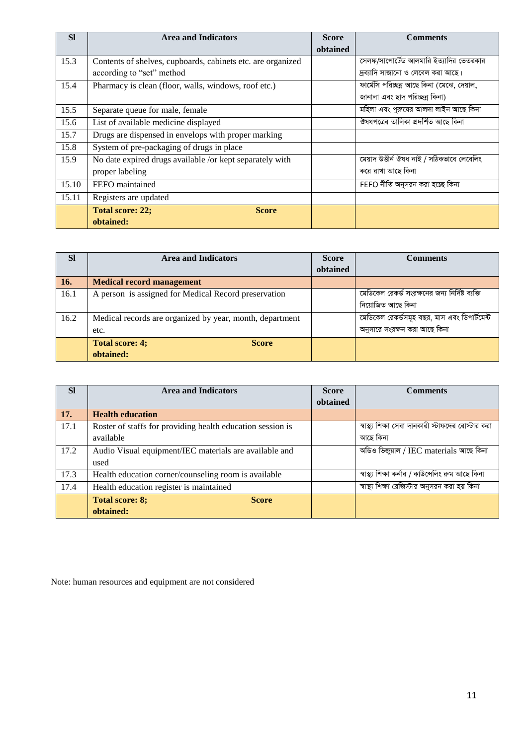| Sl | Area and Indicators | Score obtained | Comments |
|---|---|---|---|
| 15.3 | Contents of shelves, cupboards, cabinets etc. are organized according to "set" method | | সেলফ/সাপোর্টেড আলমারি ইত্যাদির ভেতরকার দ্রব্যাদি সাজানো ও লেবেল করা আছে। |
| 15.4 | Pharmacy is clean (floor, walls, windows, roof etc.) | | ফার্মেসি পরিচ্ছন্ন আছে কিনা (মেঝে, দেয়াল, জানালা এবং ছাদ পরিচ্ছন্ন কিনা) |
| 15.5 | Separate queue for male, female | | মহিলা এবং পুরুষের আলদা লাইন আছে কিনা |
| 15.6 | List of available medicine displayed | | ঔষধপত্রের তালিকা প্রদর্শিত আছে কিনা |
| 15.7 | Drugs are dispensed in envelops with proper marking | | |
| 15.8 | System of pre-packaging of drugs in place | | |
| 15.9 | No date expired drugs available /or kept separately with proper labeling | | মেয়াদ উত্তীর্ন ঔষধ নাই / সঠিকভাবে লেবেলিং করে রাখা আছে কিনা |
| 15.10 | FEFO maintained | | FEFO নীতি অনুসরন করা হচ্ছে কিনা |
| 15.11 | Registers are updated | | |
| | **Total score: 22; Score obtained:** | | |

| Sl | Area and Indicators | Score obtained | Comments |
|---|---|---|---|
| **16.** | **Medical record management** | | |
| 16.1 | A person is assigned for Medical Record preservation | | মেডিকেল রেকর্ড সংরক্ষনের জন্য নির্দিষ্ট ব্যক্তি নিয়োজিত আছে কিনা |
| 16.2 | Medical records are organized by year, month, department etc. | | মেডিকেল রেকর্ডসমূহ বছর, মাস এবং ডিপার্টমেন্ট অনুসারে সংরক্ষন করা আছে কিনা |
| | **Total score: 4; Score obtained:** | | |

| Sl | Area and Indicators | Score obtained | Comments |
|---|---|---|---|
| **17.** | **Health education** | | |
| 17.1 | Roster of staffs for providing health education session is available | | স্বাস্থ্য শিক্ষা সেবা দানকারী স্টাফদের রোস্টার করা আছে কিনা |
| 17.2 | Audio Visual equipment/IEC materials are available and used | | অডিও ভিজুয়াল / IEC materials আছে কিনা |
| 17.3 | Health education corner/counseling room is available | | স্বাস্থ্য শিক্ষা কর্নার / কাউন্সেলিং রুম আছে কিনা |
| 17.4 | Health education register is maintained | | স্বাস্থ্য শিক্ষা রেজিস্টার অনুসরন করা হয় কিনা |
| | **Total score: 8; Score obtained:** | | |

Note: human resources and equipment are not considered